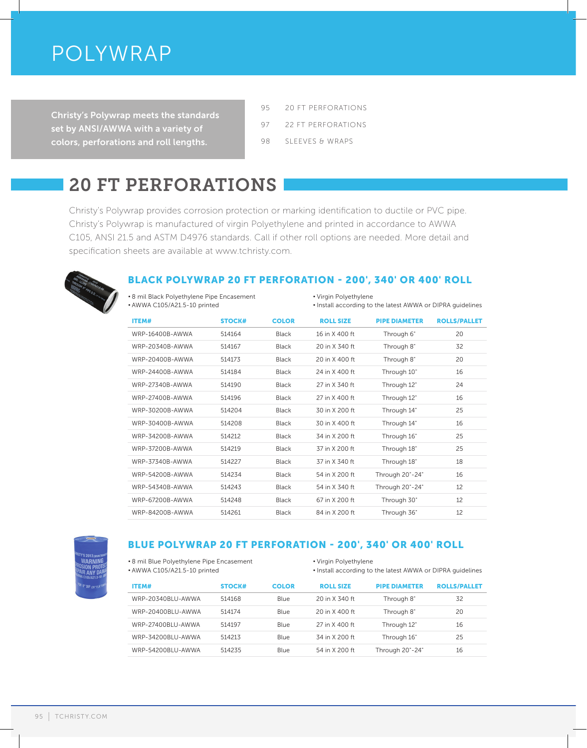# POLYWRAP

**Christy's Polywrap meets the standards set by ANSI/AWWA with a variety of colors, perforations and roll lengths.**

- 95 20 FT PERFORATIONS
- 97 22 FT PERFORATIONS
- 98 SLEEVES & WRAPS

## 20 FT PERFORATIONS

Christy's Polywrap provides corrosion protection or marking identification to ductile or PVC pipe. Christy's Polywrap is manufactured of virgin Polyethylene and printed in accordance to AWWA C105, ANSI 21.5 and ASTM D4976 standards. Call if other roll options are needed. More detail and specification sheets are available at www.tchristy.com.

### BLACK POLYWRAP 20 FT PERFORATION - 200', 340' OR 400' ROLL

- 8 mil Black Polyethylene Pipe Encasement
- AWWA C105/A21.5-10 printed
- Virgin Polyethylene
- Install according to the latest AWWA or DIPRA guidelines

| ITEM# | STOCK# | COLOR | ROLL SIZE | PIPE DIAMETER | ROLLS/PALLET |
|---|---|---|---|---|---|
| WRP-16400B-AWWA | 514164 | Black | 16 in X 400 ft | Through 6" | 20 |
| WRP-20340B-AWWA | 514167 | Black | 20 in X 340 ft | Through 8" | 32 |
| WRP-20400B-AWWA | 514173 | Black | 20 in X 400 ft | Through 8" | 20 |
| WRP-24400B-AWWA | 514184 | Black | 24 in X 400 ft | Through 10" | 16 |
| WRP-27340B-AWWA | 514190 | Black | 27 in X 340 ft | Through 12" | 24 |
| WRP-27400B-AWWA | 514196 | Black | 27 in X 400 ft | Through 12" | 16 |
| WRP-30200B-AWWA | 514204 | Black | 30 in X 200 ft | Through 14" | 25 |
| WRP-30400B-AWWA | 514208 | Black | 30 in X 400 ft | Through 14" | 16 |
| WRP-34200B-AWWA | 514212 | Black | 34 in X 200 ft | Through 16" | 25 |
| WRP-37200B-AWWA | 514219 | Black | 37 in X 200 ft | Through 18" | 25 |
| WRP-37340B-AWWA | 514227 | Black | 37 in X 340 ft | Through 18" | 18 |
| WRP-54200B-AWWA | 514234 | Black | 54 in X 200 ft | Through 20"-24" | 16 |
| WRP-54340B-AWWA | 514243 | Black | 54 in X 340 ft | Through 20"-24" | 12 |
| WRP-67200B-AWWA | 514248 | Black | 67 in X 200 ft | Through 30" | 12 |
| WRP-84200B-AWWA | 514261 | Black | 84 in X 200 ft | Through 36" | 12 |

### BLUE POLYWRAP 20 FT PERFORATION - 200', 340' OR 400' ROLL

- 8 mil Blue Polyethylene Pipe Encasement
- AWWA C105/A21.5-10 printed
- Virgin Polyethylene
- Install according to the latest AWWA or DIPRA guidelines

| ITEM# | STOCK# | COLOR | ROLL SIZE | PIPE DIAMETER | ROLLS/PALLET |
|---|---|---|---|---|---|
| WRP-20340BLU-AWWA | 514168 | Blue | 20 in X 340 ft | Through 8" | 32 |
| WRP-20400BLU-AWWA | 514174 | Blue | 20 in X 400 ft | Through 8" | 20 |
| WRP-27400BLU-AWWA | 514197 | Blue | 27 in X 400 ft | Through 12" | 16 |
| WRP-34200BLU-AWWA | 514213 | Blue | 34 in X 200 ft | Through 16" | 25 |
| WRP-54200BLU-AWWA | 514235 | Blue | 54 in X 200 ft | Through 20"-24" | 16 |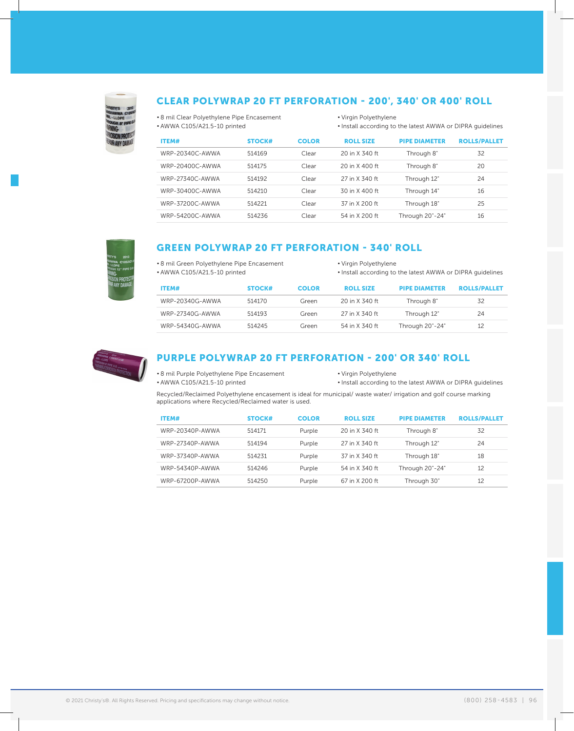## CLEAR POLYWRAP 20 FT PERFORATION - 200', 340' OR 400' ROLL

- 8 mil Clear Polyethylene Pipe Encasement
- AWWA C105/A21.5-10 printed
- Virgin Polyethylene
- Install according to the latest AWWA or DIPRA guidelines

| ITEM# | STOCK# | COLOR | ROLL SIZE | PIPE DIAMETER | ROLLS/PALLET |
|---|---|---|---|---|---|
| WRP-20340C-AWWA | 514169 | Clear | 20 in X 340 ft | Through 8" | 32 |
| WRP-20400C-AWWA | 514175 | Clear | 20 in X 400 ft | Through 8" | 20 |
| WRP-27340C-AWWA | 514192 | Clear | 27 in X 340 ft | Through 12" | 24 |
| WRP-30400C-AWWA | 514210 | Clear | 30 in X 400 ft | Through 14" | 16 |
| WRP-37200C-AWWA | 514221 | Clear | 37 in X 200 ft | Through 18" | 25 |
| WRP-54200C-AWWA | 514236 | Clear | 54 in X 200 ft | Through 20"-24" | 16 |

## GREEN POLYWRAP 20 FT PERFORATION - 340' ROLL

- 8 mil Green Polyethylene Pipe Encasement
- AWWA C105/A21.5-10 printed
- Virgin Polyethylene
- Install according to the latest AWWA or DIPRA guidelines

| ITEM# | STOCK# | COLOR | ROLL SIZE | PIPE DIAMETER | ROLLS/PALLET |
|---|---|---|---|---|---|
| WRP-20340G-AWWA | 514170 | Green | 20 in X 340 ft | Through 8" | 32 |
| WRP-27340G-AWWA | 514193 | Green | 27 in X 340 ft | Through 12" | 24 |
| WRP-54340G-AWWA | 514245 | Green | 54 in X 340 ft | Through 20"-24" | 12 |

## PURPLE POLYWRAP 20 FT PERFORATION - 200' OR 340' ROLL

- 8 mil Purple Polyethylene Pipe Encasement
- AWWA C105/A21.5-10 printed
- Virgin Polyethylene
- Install according to the latest AWWA or DIPRA guidelines

Recycled/Reclaimed Polyethylene encasement is ideal for municipal/ waste water/ irrigation and golf course marking applications where Recycled/Reclaimed water is used.

| ITEM# | STOCK# | COLOR | ROLL SIZE | PIPE DIAMETER | ROLLS/PALLET |
|---|---|---|---|---|---|
| WRP-20340P-AWWA | 514171 | Purple | 20 in X 340 ft | Through 8" | 32 |
| WRP-27340P-AWWA | 514194 | Purple | 27 in X 340 ft | Through 12" | 24 |
| WRP-37340P-AWWA | 514231 | Purple | 37 in X 340 ft | Through 18" | 18 |
| WRP-54340P-AWWA | 514246 | Purple | 54 in X 340 ft | Through 20"-24" | 12 |
| WRP-67200P-AWWA | 514250 | Purple | 67 in X 200 ft | Through 30" | 12 |

© 2021 Christy's®. All Rights Reserved. Pricing and specifications may change without notice.

(800) 258-4583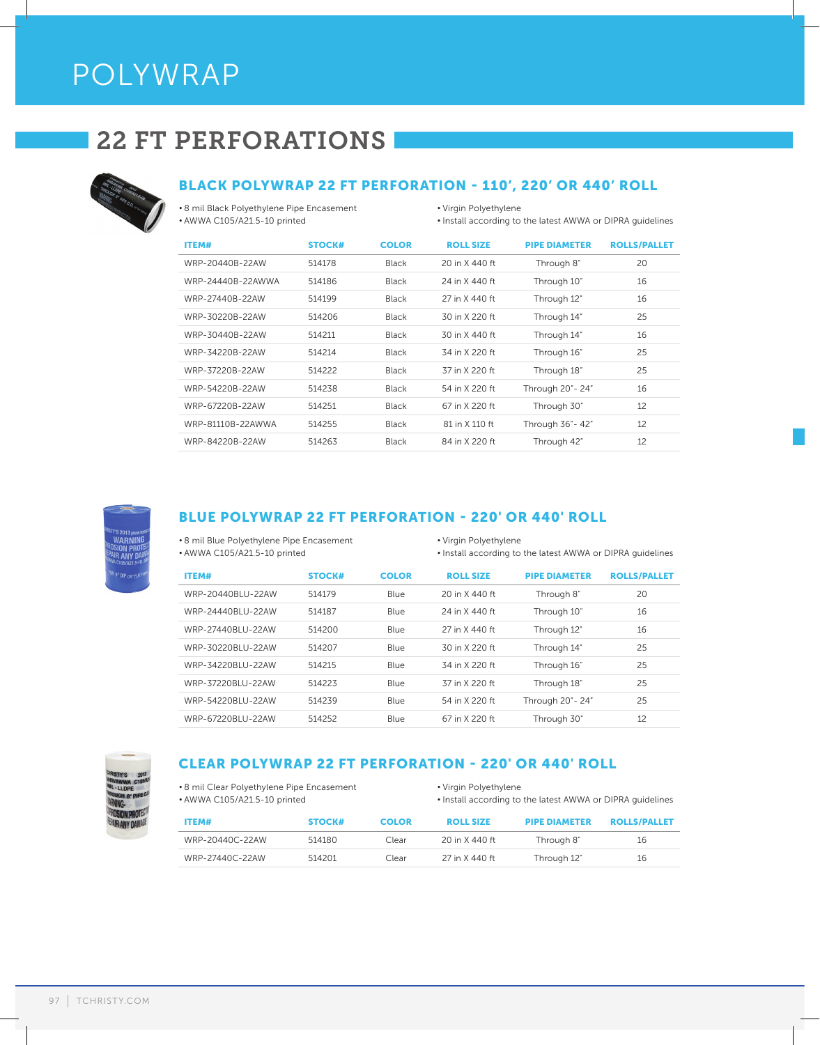# POLYWRAP

## 22 FT PERFORATIONS

### BLACK POLYWRAP 22 FT PERFORATION - 110', 220' OR 440' ROLL

- 8 mil Black Polyethylene Pipe Encasement
- AWWA C105/A21.5-10 printed
- Virgin Polyethylene
- Install according to the latest AWWA or DIPRA guidelines

| ITEM# | STOCK# | COLOR | ROLL SIZE | PIPE DIAMETER | ROLLS/PALLET |
|---|---|---|---|---|---|
| WRP-20440B-22AW | 514178 | Black | 20 in X 440 ft | Through 8" | 20 |
| WRP-24440B-22AWWA | 514186 | Black | 24 in X 440 ft | Through 10" | 16 |
| WRP-27440B-22AW | 514199 | Black | 27 in X 440 ft | Through 12" | 16 |
| WRP-30220B-22AW | 514206 | Black | 30 in X 220 ft | Through 14" | 25 |
| WRP-30440B-22AW | 514211 | Black | 30 in X 440 ft | Through 14" | 16 |
| WRP-34220B-22AW | 514214 | Black | 34 in X 220 ft | Through 16" | 25 |
| WRP-37220B-22AW | 514222 | Black | 37 in X 220 ft | Through 18" | 25 |
| WRP-54220B-22AW | 514238 | Black | 54 in X 220 ft | Through 20"- 24" | 16 |
| WRP-67220B-22AW | 514251 | Black | 67 in X 220 ft | Through 30" | 12 |
| WRP-81110B-22AWWA | 514255 | Black | 81 in X 110 ft | Through 36"- 42" | 12 |
| WRP-84220B-22AW | 514263 | Black | 84 in X 220 ft | Through 42" | 12 |

### BLUE POLYWRAP 22 FT PERFORATION - 220' OR 440' ROLL

- 8 mil Blue Polyethylene Pipe Encasement
- AWWA C105/A21.5-10 printed
- Virgin Polyethylene
- Install according to the latest AWWA or DIPRA guidelines

| ITEM# | STOCK# | COLOR | ROLL SIZE | PIPE DIAMETER | ROLLS/PALLET |
|---|---|---|---|---|---|
| WRP-20440BLU-22AW | 514179 | Blue | 20 in X 440 ft | Through 8" | 20 |
| WRP-24440BLU-22AW | 514187 | Blue | 24 in X 440 ft | Through 10" | 16 |
| WRP-27440BLU-22AW | 514200 | Blue | 27 in X 440 ft | Through 12" | 16 |
| WRP-30220BLU-22AW | 514207 | Blue | 30 in X 220 ft | Through 14" | 25 |
| WRP-34220BLU-22AW | 514215 | Blue | 34 in X 220 ft | Through 16" | 25 |
| WRP-37220BLU-22AW | 514223 | Blue | 37 in X 220 ft | Through 18" | 25 |
| WRP-54220BLU-22AW | 514239 | Blue | 54 in X 220 ft | Through 20"- 24" | 25 |
| WRP-67220BLU-22AW | 514252 | Blue | 67 in X 220 ft | Through 30" | 12 |

### CLEAR POLYWRAP 22 FT PERFORATION - 220' OR 440' ROLL

- 8 mil Clear Polyethylene Pipe Encasement
- AWWA C105/A21.5-10 printed
- Virgin Polyethylene
- Install according to the latest AWWA or DIPRA guidelines

| ITEM# | STOCK# | COLOR | ROLL SIZE | PIPE DIAMETER | ROLLS/PALLET |
|---|---|---|---|---|---|
| WRP-20440C-22AW | 514180 | Clear | 20 in X 440 ft | Through 8" | 16 |
| WRP-27440C-22AW | 514201 | Clear | 27 in X 440 ft | Through 12" | 16 |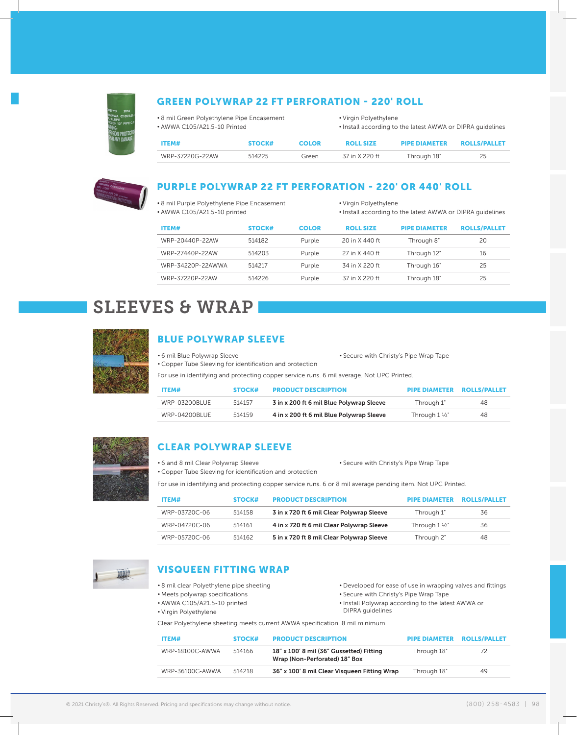## GREEN POLYWRAP 22 FT PERFORATION - 220' ROLL

- 8 mil Green Polyethylene Pipe Encasement
- AWWA C105/A21.5-10 Printed
- Virgin Polyethylene
- Install according to the latest AWWA or DIPRA guidelines

| ITEM# | STOCK# | COLOR | ROLL SIZE | PIPE DIAMETER | ROLLS/PALLET |
|---|---|---|---|---|---|
| WRP-37220G-22AW | 514225 | Green | 37 in X 220 ft | Through 18" | 25 |

## PURPLE POLYWRAP 22 FT PERFORATION - 220' OR 440' ROLL

- 8 mil Purple Polyethylene Pipe Encasement
- AWWA C105/A21.5-10 printed
- Virgin Polyethylene
- Install according to the latest AWWA or DIPRA guidelines

| ITEM# | STOCK# | COLOR | ROLL SIZE | PIPE DIAMETER | ROLLS/PALLET |
|---|---|---|---|---|---|
| WRP-20440P-22AW | 514182 | Purple | 20 in X 440 ft | Through 8" | 20 |
| WRP-27440P-22AW | 514203 | Purple | 27 in X 440 ft | Through 12" | 16 |
| WRP-34220P-22AWWA | 514217 | Purple | 34 in X 220 ft | Through 16" | 25 |
| WRP-37220P-22AW | 514226 | Purple | 37 in X 220 ft | Through 18" | 25 |

# SLEEVES & WRAP

## BLUE POLYWRAP SLEEVE

- 6 mil Blue Polywrap Sleeve
- Copper Tube Sleeving for identification and protection
- Secure with Christy's Pipe Wrap Tape

For use in identifying and protecting copper service runs. 6 mil average. Not UPC Printed.

| ITEM# | STOCK# | PRODUCT DESCRIPTION | PIPE DIAMETER | ROLLS/PALLET |
|---|---|---|---|---|
| WRP-03200BLUE | 514157 | **3 in x 200 ft 6 mil Blue Polywrap Sleeve** | Through 1" | 48 |
| WRP-04200BLUE | 514159 | **4 in x 200 ft 6 mil Blue Polywrap Sleeve** | Through 1 ½" | 48 |

## CLEAR POLYWRAP SLEEVE

- 6 and 8 mil Clear Polywrap Sleeve
- Copper Tube Sleeving for identification and protection
- Secure with Christy's Pipe Wrap Tape

For use in identifying and protecting copper service runs. 6 or 8 mil average pending item. Not UPC Printed.

| ITEM# | STOCK# | PRODUCT DESCRIPTION | PIPE DIAMETER | ROLLS/PALLET |
|---|---|---|---|---|
| WRP-03720C-06 | 514158 | **3 in x 720 ft 6 mil Clear Polywrap Sleeve** | Through 1" | 36 |
| WRP-04720C-06 | 514161 | **4 in x 720 ft 6 mil Clear Polywrap Sleeve** | Through 1 ½" | 36 |
| WRP-05720C-06 | 514162 | **5 in x 720 ft 8 mil Clear Polywrap Sleeve** | Through 2" | 48 |

## VISQUEEN FITTING WRAP

- 8 mil clear Polyethylene pipe sheeting
- Meets polywrap specifications
- AWWA C105/A21.5-10 printed
- Virgin Polyethylene
- Developed for ease of use in wrapping valves and fittings
- Secure with Christy's Pipe Wrap Tape
- Install Polywrap according to the latest AWWA or DIPRA guidelines

Clear Polyethylene sheeting meets current AWWA specification. 8 mil minimum.

| ITEM# | STOCK# | PRODUCT DESCRIPTION | PIPE DIAMETER | ROLLS/PALLET |
|---|---|---|---|---|
| WRP-18100C-AWWA | 514166 | **18" x 100' 8 mil (36" Gussetted) Fitting Wrap (Non-Perforated) 18" Box** | Through 18" | 72 |
| WRP-36100C-AWWA | 514218 | **36" x 100' 8 mil Clear Visqueen Fitting Wrap** | Through 18" | 49 |

© 2021 Christy's®. All Rights Reserved. Pricing and specifications may change without notice.

(800) 258-4583